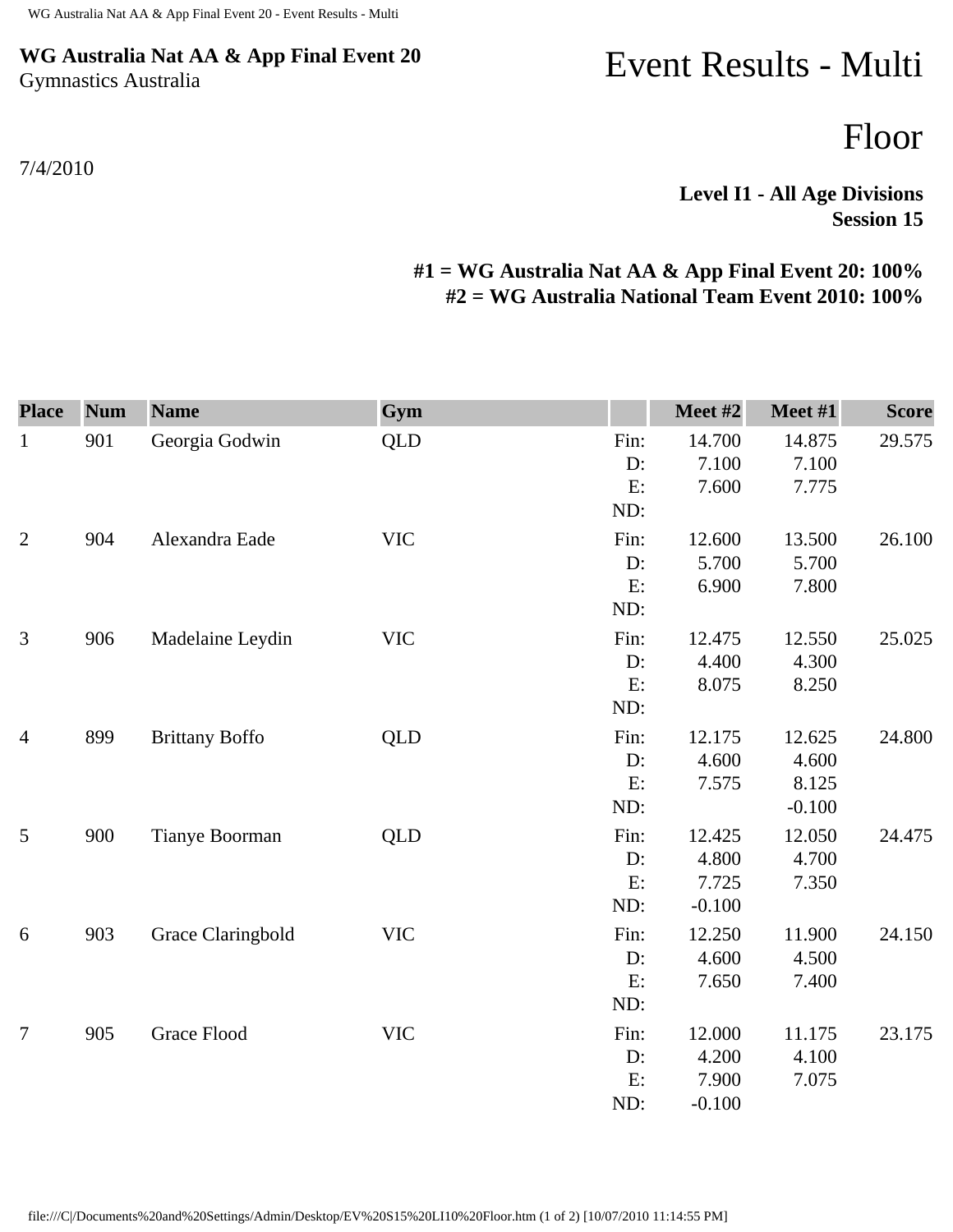**WG Australia Nat AA & App Final Event 20**
Gymnastics Australia

# Event Results - Multi

## Floor

7/4/2010

**Level I1 - All Age Divisions**
**Session 15**

**#1 = WG Australia Nat AA & App Final Event 20: 100%**
**#2 = WG Australia National Team Event 2010: 100%**

| Place | Num | Name | Gym | | Meet #2 | Meet #1 | Score |
|---|---|---|---|---|---|---|---|
| 1 | 901 | Georgia Godwin | QLD | Fin: | 14.700 | 14.875 | 29.575 |
| | | | | D: | 7.100 | 7.100 | |
| | | | | E: | 7.600 | 7.775 | |
| | | | | ND: | | | |
| 2 | 904 | Alexandra Eade | VIC | Fin: | 12.600 | 13.500 | 26.100 |
| | | | | D: | 5.700 | 5.700 | |
| | | | | E: | 6.900 | 7.800 | |
| | | | | ND: | | | |
| 3 | 906 | Madelaine Leydin | VIC | Fin: | 12.475 | 12.550 | 25.025 |
| | | | | D: | 4.400 | 4.300 | |
| | | | | E: | 8.075 | 8.250 | |
| | | | | ND: | | | |
| 4 | 899 | Brittany Boffo | QLD | Fin: | 12.175 | 12.625 | 24.800 |
| | | | | D: | 4.600 | 4.600 | |
| | | | | E: | 7.575 | 8.125 | |
| | | | | ND: | | -0.100 | |
| 5 | 900 | Tianye Boorman | QLD | Fin: | 12.425 | 12.050 | 24.475 |
| | | | | D: | 4.800 | 4.700 | |
| | | | | E: | 7.725 | 7.350 | |
| | | | | ND: | -0.100 | | |
| 6 | 903 | Grace Claringbold | VIC | Fin: | 12.250 | 11.900 | 24.150 |
| | | | | D: | 4.600 | 4.500 | |
| | | | | E: | 7.650 | 7.400 | |
| | | | | ND: | | | |
| 7 | 905 | Grace Flood | VIC | Fin: | 12.000 | 11.175 | 23.175 |
| | | | | D: | 4.200 | 4.100 | |
| | | | | E: | 7.900 | 7.075 | |
| | | | | ND: | -0.100 | | |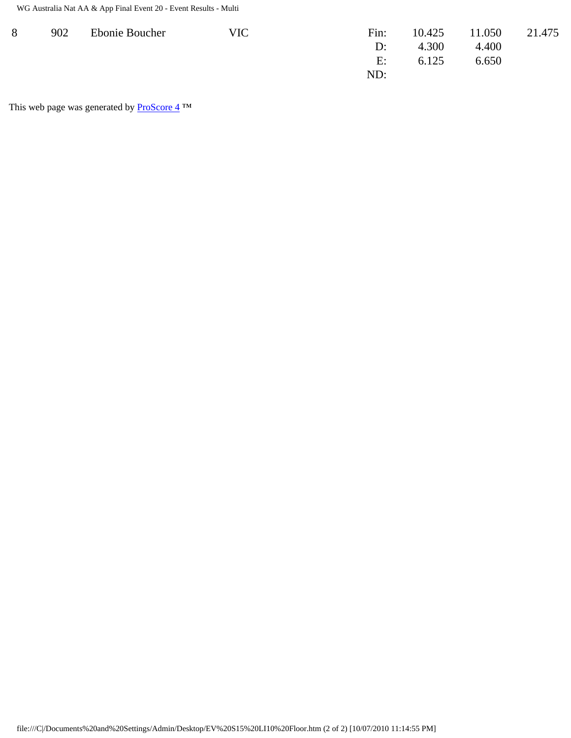| | | | | | | | |
|---|---|---|---|---|---|---|---|
| 8 | 902 | Ebonie Boucher | VIC | Fin: | 10.425 | 11.050 | 21.475 |
| | | | | D: | 4.300 | 4.400 | |
| | | | | E: | 6.125 | 6.650 | |
| | | | | ND: | | | |

This web page was generated by ProScore 4 ™